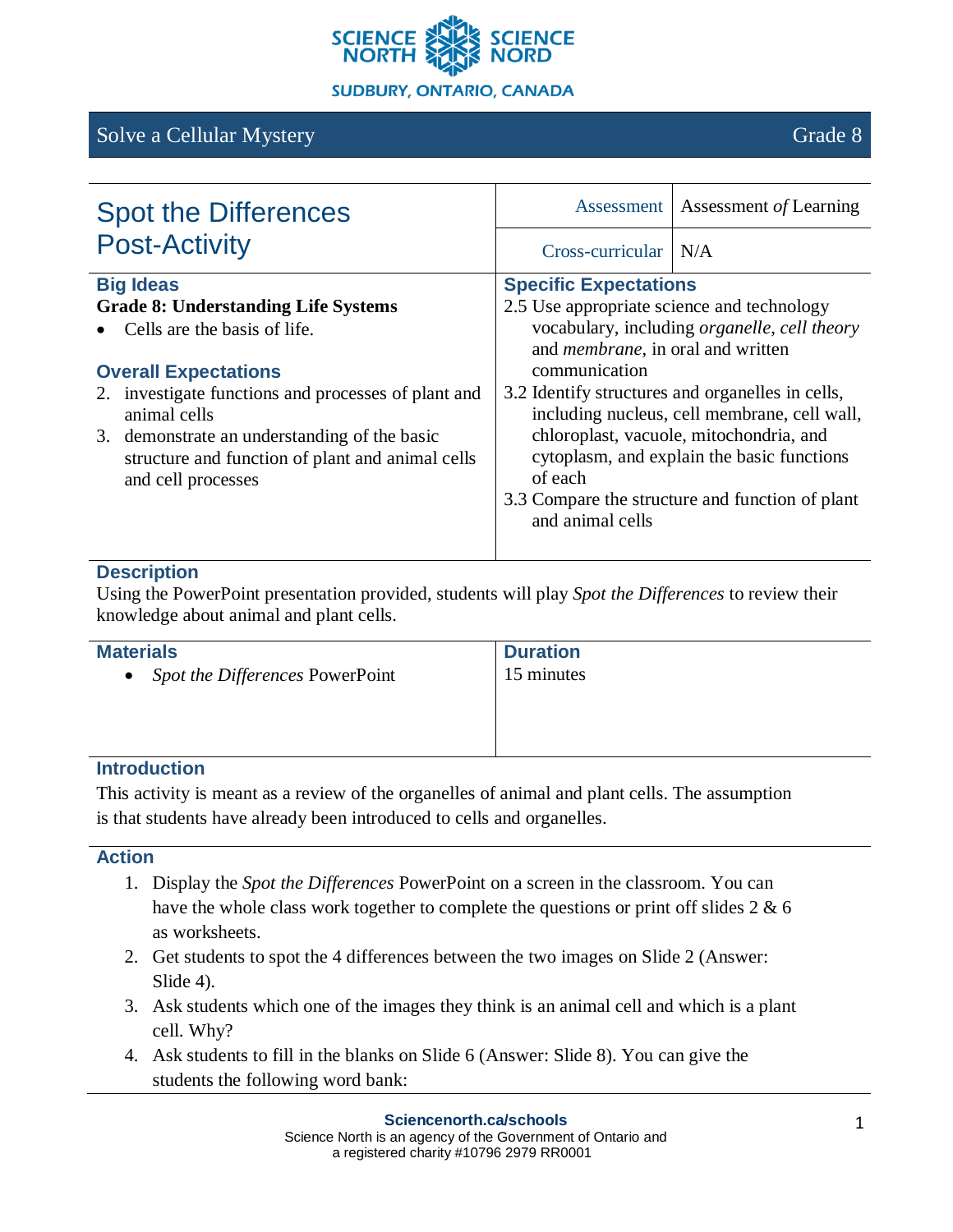Solve a Cellular Mystery — Grade 8

# Spot the Differences Post-Activity

| | |
|---|---|
| Assessment | Assessment *of* Learning |
| Cross-curricular | N/A |

### Big Ideas

**Grade 8: Understanding Life Systems**

- Cells are the basis of life.

### Overall Expectations

2. investigate functions and processes of plant and animal cells
3. demonstrate an understanding of the basic structure and function of plant and animal cells and cell processes

### Specific Expectations

2.5 Use appropriate science and technology vocabulary, including *organelle*, *cell theory* and *membrane*, in oral and written communication

3.2 Identify structures and organelles in cells, including nucleus, cell membrane, cell wall, chloroplast, vacuole, mitochondria, and cytoplasm, and explain the basic functions of each

3.3 Compare the structure and function of plant and animal cells

### Description

Using the PowerPoint presentation provided, students will play *Spot the Differences* to review their knowledge about animal and plant cells.

### Materials

- *Spot the Differences* PowerPoint

### Duration

15 minutes

### Introduction

This activity is meant as a review of the organelles of animal and plant cells. The assumption is that students have already been introduced to cells and organelles.

### Action

1. Display the *Spot the Differences* PowerPoint on a screen in the classroom. You can have the whole class work together to complete the questions or print off slides 2 & 6 as worksheets.
2. Get students to spot the 4 differences between the two images on Slide 2 (Answer: Slide 4).
3. Ask students which one of the images they think is an animal cell and which is a plant cell. Why?
4. Ask students to fill in the blanks on Slide 6 (Answer: Slide 8). You can give the students the following word bank: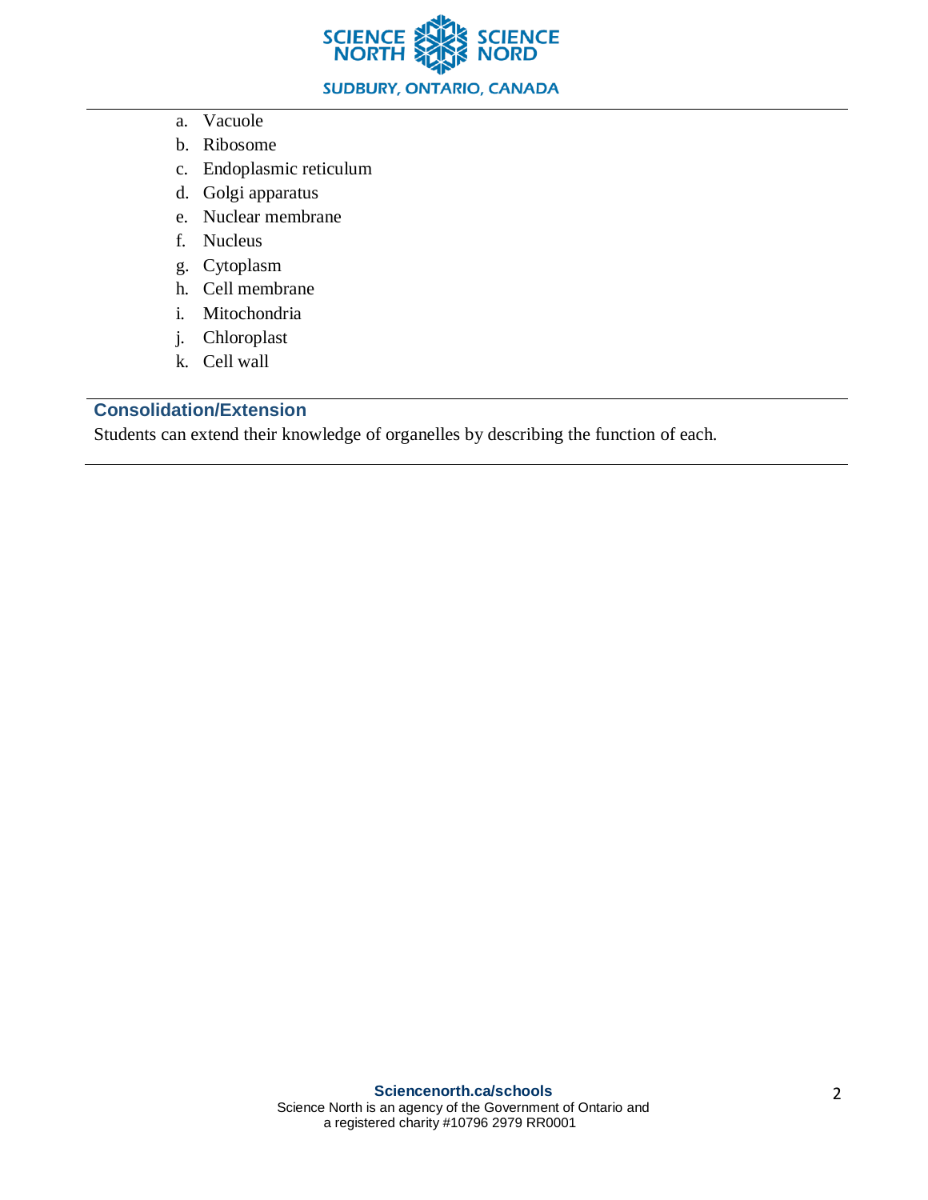a. Vacuole
b. Ribosome
c. Endoplasmic reticulum
d. Golgi apparatus
e. Nuclear membrane
f. Nucleus
g. Cytoplasm
h. Cell membrane
i. Mitochondria
j. Chloroplast
k. Cell wall

## Consolidation/Extension

Students can extend their knowledge of organelles by describing the function of each.